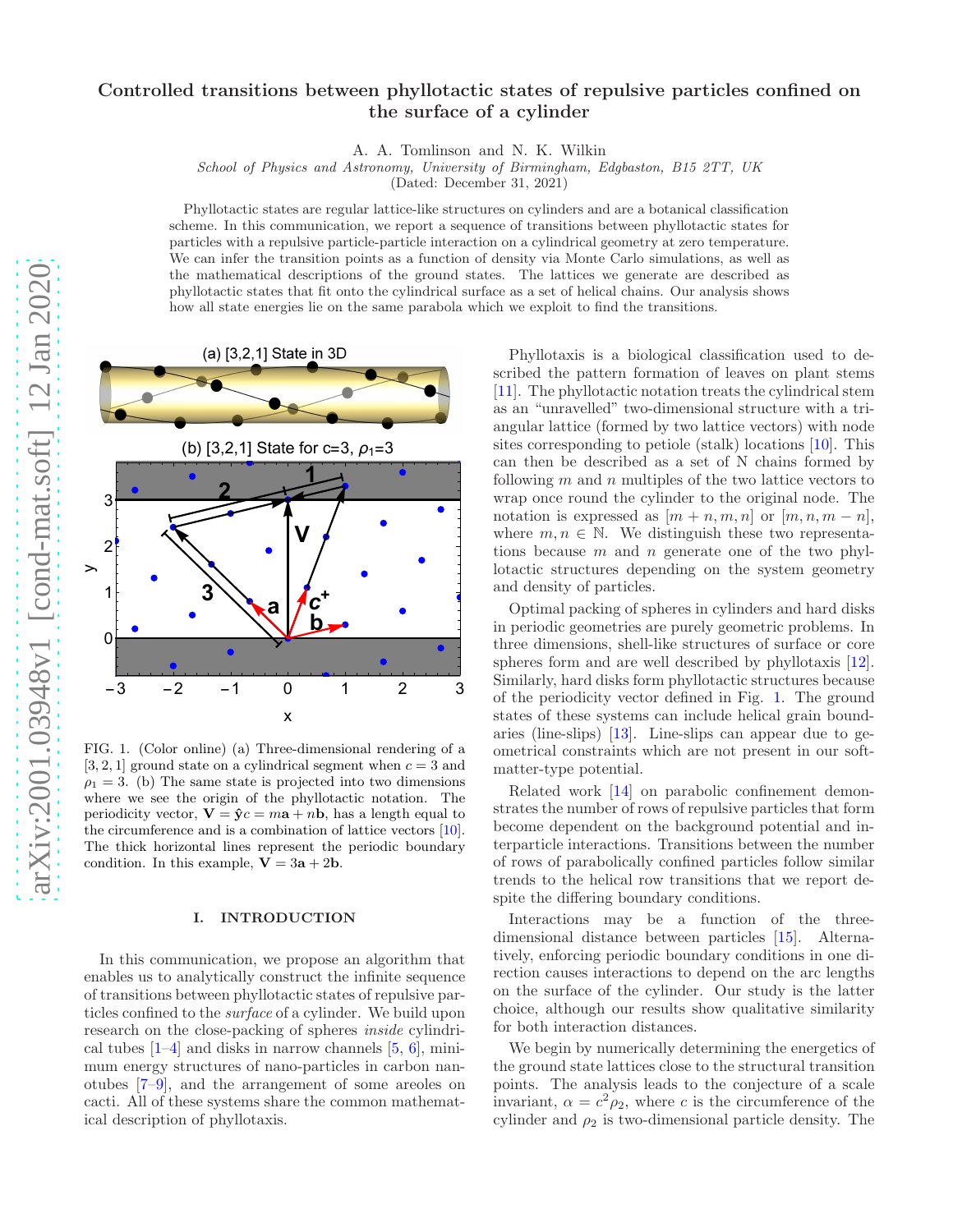# Controlled transitions between phyllotactic states of repulsive particles confined on the surface of a cylinder

A. A. Tomlinson and N. K. Wilkin

*School of Physics and Astronomy, University of Birmingham, Edgbaston, B15 2TT, UK*

(Dated: December 31, 2021)

Phyllotactic states are regular lattice-like structures on cylinders and are a botanical classification scheme. In this communication, we report a sequence of transitions between phyllotactic states for particles with a repulsive particle-particle interaction on a cylindrical geometry at zero temperature. We can infer the transition points as a function of density via Monte Carlo simulations, as well as the mathematical descriptions of the ground states. The lattices we generate are described as phyllotactic states that fit onto the cylindrical surface as a set of helical chains. Our analysis shows how all state energies lie on the same parabola which we exploit to find the transitions.

FIG. 1. (Color online) (a) Three-dimensional rendering of a $[3, 2, 1]$ ground state on a cylindrical segment when $c = 3$ and $\rho_1 = 3$. (b) The same state is projected into two dimensions where we see the origin of the phyllotactic notation. The periodicity vector, $\mathbf{V} = \hat{\mathbf{y}}c = m\mathbf{a} + n\mathbf{b}$, has a length equal to the circumference and is a combination of lattice vectors [10]. The thick horizontal lines represent the periodic boundary condition. In this example, $\mathbf{V} = 3\mathbf{a} + 2\mathbf{b}$.

## I. INTRODUCTION

In this communication, we propose an algorithm that enables us to analytically construct the infinite sequence of transitions between phyllotactic states of repulsive particles confined to the *surface* of a cylinder. We build upon research on the close-packing of spheres *inside* cylindrical tubes [1–4] and disks in narrow channels [5, 6], minimum energy structures of nano-particles in carbon nanotubes [7–9], and the arrangement of some areoles on cacti. All of these systems share the common mathematical description of phyllotaxis.

Phyllotaxis is a biological classification used to described the pattern formation of leaves on plant stems [11]. The phyllotactic notation treats the cylindrical stem as an "unravelled" two-dimensional structure with a triangular lattice (formed by two lattice vectors) with node sites corresponding to petiole (stalk) locations [10]. This can then be described as a set of N chains formed by following $m$ and $n$ multiples of the two lattice vectors to wrap once round the cylinder to the original node. The notation is expressed as $[m + n, m, n]$ or $[m, n, m - n]$, where $m, n \in \mathbb{N}$. We distinguish these two representations because $m$ and $n$ generate one of the two phyllotactic structures depending on the system geometry and density of particles.

Optimal packing of spheres in cylinders and hard disks in periodic geometries are purely geometric problems. In three dimensions, shell-like structures of surface or core spheres form and are well described by phyllotaxis [12]. Similarly, hard disks form phyllotactic structures because of the periodicity vector defined in Fig. 1. The ground states of these systems can include helical grain boundaries (line-slips) [13]. Line-slips can appear due to geometrical constraints which are not present in our soft-matter-type potential.

Related work [14] on parabolic confinement demonstrates the number of rows of repulsive particles that form become dependent on the background potential and interparticle interactions. Transitions between the number of rows of parabolically confined particles follow similar trends to the helical row transitions that we report despite the differing boundary conditions.

Interactions may be a function of the three-dimensional distance between particles [15]. Alternatively, enforcing periodic boundary conditions in one direction causes interactions to depend on the arc lengths on the surface of the cylinder. Our study is the latter choice, although our results show qualitative similarity for both interaction distances.

We begin by numerically determining the energetics of the ground state lattices close to the structural transition points. The analysis leads to the conjecture of a scale invariant, $\alpha = c^2\rho_2$, where $c$ is the circumference of the cylinder and $\rho_2$ is two-dimensional particle density. The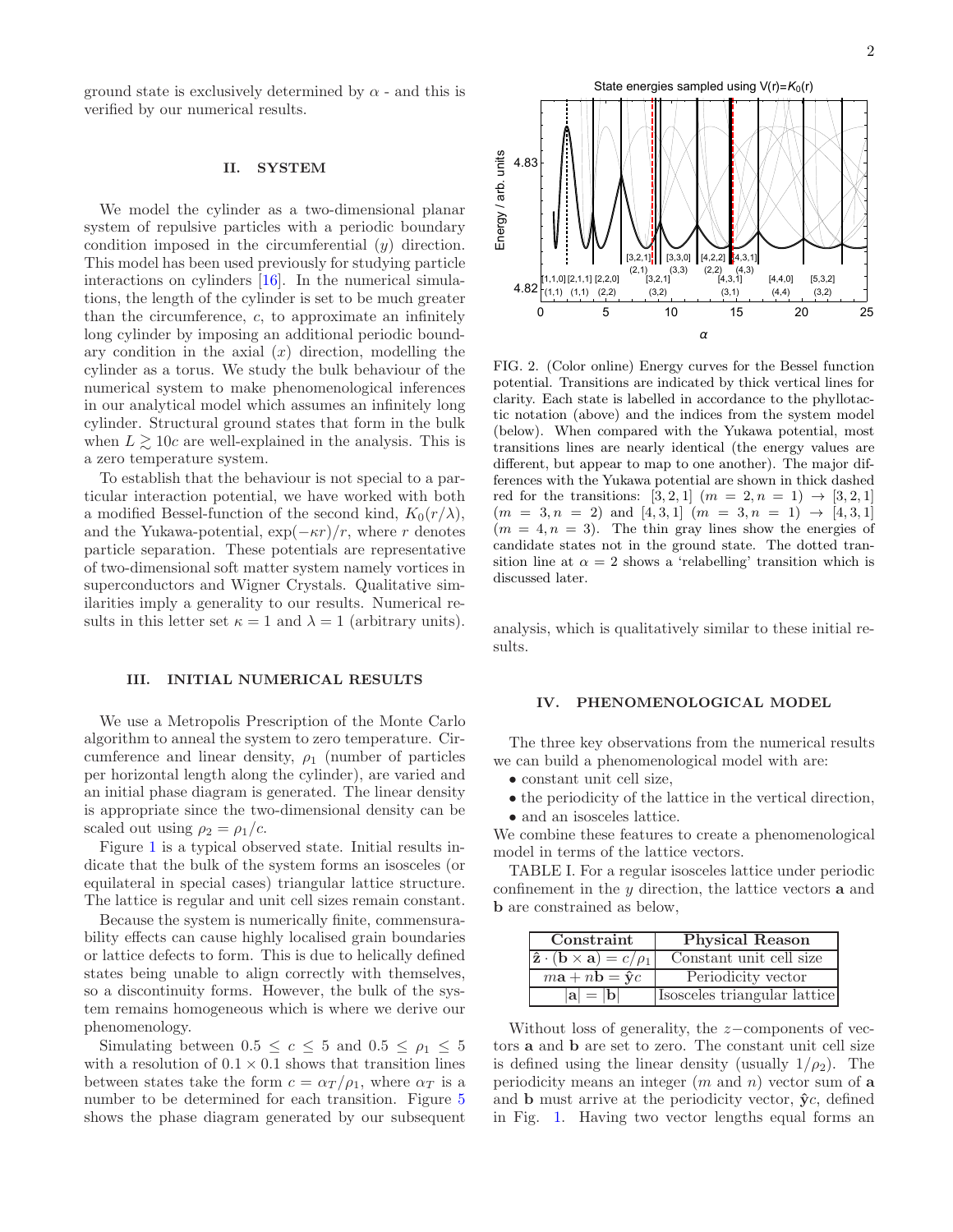ground state is exclusively determined by $\alpha$ - and this is verified by our numerical results.

## II. SYSTEM

We model the cylinder as a two-dimensional planar system of repulsive particles with a periodic boundary condition imposed in the circumferential ($y$) direction. This model has been used previously for studying particle interactions on cylinders [16]. In the numerical simulations, the length of the cylinder is set to be much greater than the circumference, $c$, to approximate an infinitely long cylinder by imposing an additional periodic boundary condition in the axial ($x$) direction, modelling the cylinder as a torus. We study the bulk behaviour of the numerical system to make phenomenological inferences in our analytical model which assumes an infinitely long cylinder. Structural ground states that form in the bulk when $L \gtrsim 10c$ are well-explained in the analysis. This is a zero temperature system.

To establish that the behaviour is not special to a particular interaction potential, we have worked with both a modified Bessel-function of the second kind, $K_0(r/\lambda)$, and the Yukawa-potential, $\exp(-\kappa r)/r$, where $r$ denotes particle separation. These potentials are representative of two-dimensional soft matter system namely vortices in superconductors and Wigner Crystals. Qualitative similarities imply a generality to our results. Numerical results in this letter set $\kappa = 1$ and $\lambda = 1$ (arbitrary units).

## III. INITIAL NUMERICAL RESULTS

We use a Metropolis Prescription of the Monte Carlo algorithm to anneal the system to zero temperature. Circumference and linear density, $\rho_1$ (number of particles per horizontal length along the cylinder), are varied and an initial phase diagram is generated. The linear density is appropriate since the two-dimensional density can be scaled out using $\rho_2 = \rho_1/c$.

Figure 1 is a typical observed state. Initial results indicate that the bulk of the system forms an isosceles (or equilateral in special cases) triangular lattice structure. The lattice is regular and unit cell sizes remain constant.

Because the system is numerically finite, commensurability effects can cause highly localised grain boundaries or lattice defects to form. This is due to helically defined states being unable to align correctly with themselves, so a discontinuity forms. However, the bulk of the system remains homogeneous which is where we derive our phenomenology.

Simulating between $0.5 \leq c \leq 5$ and $0.5 \leq \rho_1 \leq 5$ with a resolution of $0.1 \times 0.1$ shows that transition lines between states take the form $c = \alpha_T/\rho_1$, where $\alpha_T$ is a number to be determined for each transition. Figure 5 shows the phase diagram generated by our subsequent analysis, which is qualitatively similar to these initial results.

FIG. 2. (Color online) Energy curves for the Bessel function potential. Transitions are indicated by thick vertical lines for clarity. Each state is labelled in accordance to the phyllotactic notation (above) and the indices from the system model (below). When compared with the Yukawa potential, most transitions lines are nearly identical (the energy values are different, but appear to map to one another). The major differences with the Yukawa potential are shown in thick dashed red for the transitions: $[3, 2, 1]$ $(m = 2, n = 1) \rightarrow [3, 2, 1]$ $(m = 3, n = 2)$ and $[4, 3, 1]$ $(m = 3, n = 1) \rightarrow [4, 3, 1]$ $(m = 4, n = 3)$. The thin gray lines show the energies of candidate states not in the ground state. The dotted transition line at $\alpha = 2$ shows a 'relabelling' transition which is discussed later.

## IV. PHENOMENOLOGICAL MODEL

The three key observations from the numerical results we can build a phenomenological model with are:

- constant unit cell size,
- the periodicity of the lattice in the vertical direction,
- and an isosceles lattice.

We combine these features to create a phenomenological model in terms of the lattice vectors.

TABLE I. For a regular isosceles lattice under periodic confinement in the $y$ direction, the lattice vectors $\mathbf{a}$ and $\mathbf{b}$ are constrained as below,

| Constraint | Physical Reason |
|---|---|
| $\hat{\mathbf{z}} \cdot (\mathbf{b} \times \mathbf{a}) = c/\rho_1$ | Constant unit cell size |
| $m\mathbf{a} + n\mathbf{b} = \hat{\mathbf{y}}c$ | Periodicity vector |
| $\lvert\mathbf{a}\rvert = \lvert\mathbf{b}\rvert$ | Isosceles triangular lattice |

Without loss of generality, the $z-$components of vectors $\mathbf{a}$ and $\mathbf{b}$ are set to zero. The constant unit cell size is defined using the linear density (usually $1/\rho_2$). The periodicity means an integer ($m$ and $n$) vector sum of $\mathbf{a}$ and $\mathbf{b}$ must arrive at the periodicity vector, $\hat{\mathbf{y}}c$, defined in Fig. 1. Having two vector lengths equal forms an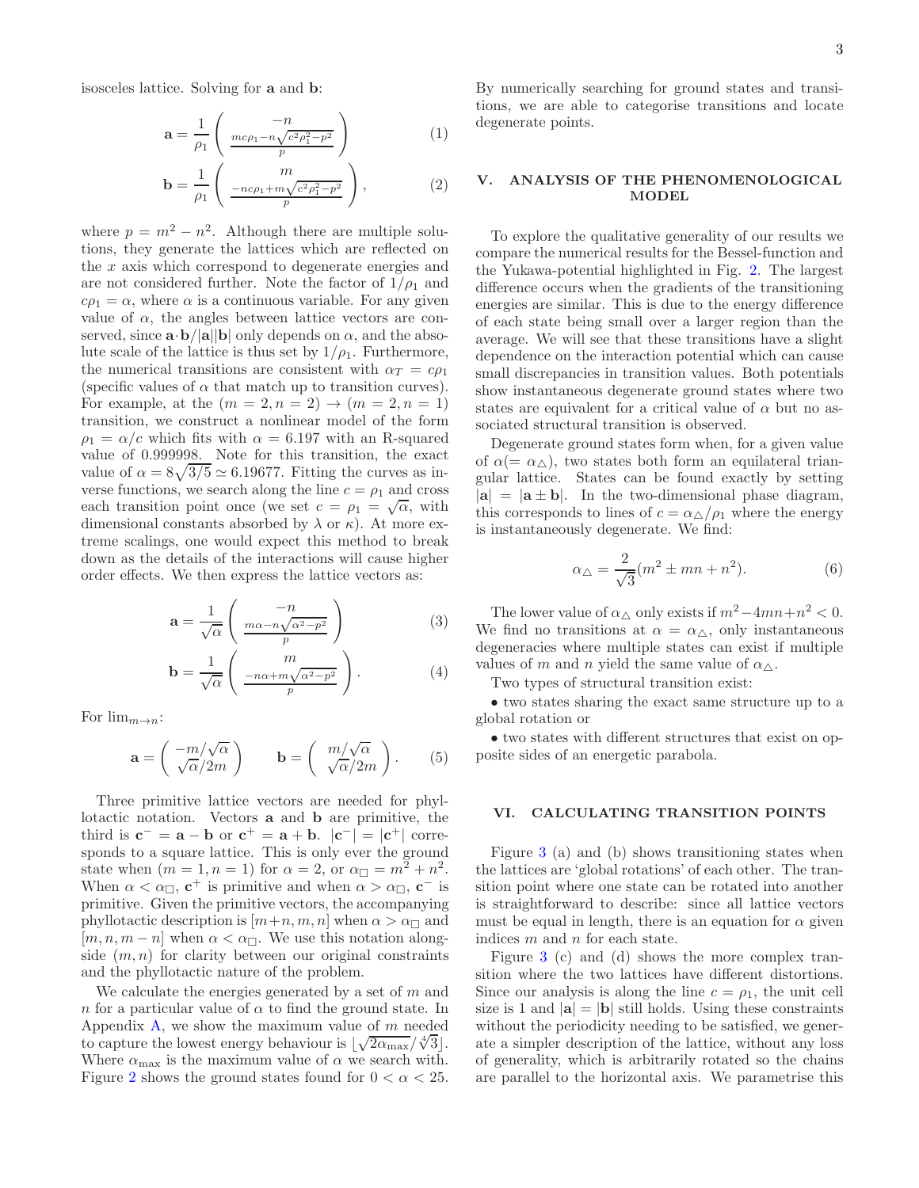isosceles lattice. Solving for $\mathbf{a}$ and $\mathbf{b}$:

$$\mathbf{a} = \frac{1}{\rho_1}\begin{pmatrix} -n \\ \frac{mc\rho_1 - n\sqrt{c^2\rho_1^2 - p^2}}{p} \end{pmatrix} \tag{1}$$

$$\mathbf{b} = \frac{1}{\rho_1}\begin{pmatrix} m \\ \frac{-nc\rho_1 + m\sqrt{c^2\rho_1^2 - p^2}}{p} \end{pmatrix}, \tag{2}$$

where $p = m^2 - n^2$. Although there are multiple solutions, they generate the lattices which are reflected on the $x$ axis which correspond to degenerate energies and are not considered further. Note the factor of $1/\rho_1$ and $c\rho_1 = \alpha$, where $\alpha$ is a continuous variable. For any given value of $\alpha$, the angles between lattice vectors are conserved, since $\mathbf{a}\cdot\mathbf{b}/|\mathbf{a}||\mathbf{b}|$ only depends on $\alpha$, and the absolute scale of the lattice is thus set by $1/\rho_1$. Furthermore, the numerical transitions are consistent with $\alpha_T = c\rho_1$ (specific values of $\alpha$ that match up to transition curves). For example, at the $(m = 2, n = 2) \rightarrow (m = 2, n = 1)$ transition, we construct a nonlinear model of the form $\rho_1 = \alpha/c$ which fits with $\alpha = 6.197$ with an R-squared value of 0.999998. Note for this transition, the exact value of $\alpha = 8\sqrt{3/5} \simeq 6.19677$. Fitting the curves as inverse functions, we search along the line $c = \rho_1$ and cross each transition point once (we set $c = \rho_1 = \sqrt{\alpha}$, with dimensional constants absorbed by $\lambda$ or $\kappa$). At more extreme scalings, one would expect this method to break down as the details of the interactions will cause higher order effects. We then express the lattice vectors as:

$$\mathbf{a} = \frac{1}{\sqrt{\alpha}}\begin{pmatrix} -n \\ \frac{m\alpha - n\sqrt{\alpha^2 - p^2}}{p} \end{pmatrix} \tag{3}$$

$$\mathbf{b} = \frac{1}{\sqrt{\alpha}}\begin{pmatrix} m \\ \frac{-n\alpha + m\sqrt{\alpha^2 - p^2}}{p} \end{pmatrix}. \tag{4}$$

For $\lim_{m\rightarrow n}$:

$$\mathbf{a} = \begin{pmatrix} -m/\sqrt{\alpha} \\ \sqrt{\alpha}/2m \end{pmatrix} \qquad \mathbf{b} = \begin{pmatrix} m/\sqrt{\alpha} \\ \sqrt{\alpha}/2m \end{pmatrix}. \tag{5}$$

Three primitive lattice vectors are needed for phyllotactic notation. Vectors $\mathbf{a}$ and $\mathbf{b}$ are primitive, the third is $\mathbf{c}^- = \mathbf{a} - \mathbf{b}$ or $\mathbf{c}^+ = \mathbf{a} + \mathbf{b}$. $|\mathbf{c}^-| = |\mathbf{c}^+|$ corresponds to a square lattice. This is only ever the ground state when $(m = 1, n = 1)$ for $\alpha = 2$, or $\alpha_\square = m^2 + n^2$. When $\alpha < \alpha_\square$, $\mathbf{c}^+$ is primitive and when $\alpha > \alpha_\square$, $\mathbf{c}^-$ is primitive. Given the primitive vectors, the accompanying phyllotactic description is $[m+n, m, n]$ when $\alpha > \alpha_\square$ and $[m, n, m-n]$ when $\alpha < \alpha_\square$. We use this notation alongside $(m, n)$ for clarity between our original constraints and the phyllotactic nature of the problem.

We calculate the energies generated by a set of $m$ and $n$ for a particular value of $\alpha$ to find the ground state. In Appendix A, we show the maximum value of $m$ needed to capture the lowest energy behaviour is $\lfloor\sqrt{2\alpha_{\max}}/\sqrt[4]{3}\rfloor$. Where $\alpha_{\max}$ is the maximum value of $\alpha$ we search with. Figure 2 shows the ground states found for $0 < \alpha < 25$. By numerically searching for ground states and transitions, we are able to categorise transitions and locate degenerate points.

## V. ANALYSIS OF THE PHENOMENOLOGICAL MODEL

To explore the qualitative generality of our results we compare the numerical results for the Bessel-function and the Yukawa-potential highlighted in Fig. 2. The largest difference occurs when the gradients of the transitioning energies are similar. This is due to the energy difference of each state being small over a larger region than the average. We will see that these transitions have a slight dependence on the interaction potential which can cause small discrepancies in transition values. Both potentials show instantaneous degenerate ground states where two states are equivalent for a critical value of $\alpha$ but no associated structural transition is observed.

Degenerate ground states form when, for a given value of $\alpha(= \alpha_\triangle)$, two states both form an equilateral triangular lattice. States can be found exactly by setting $|\mathbf{a}| = |\mathbf{a} \pm \mathbf{b}|$. In the two-dimensional phase diagram, this corresponds to lines of $c = \alpha_\triangle/\rho_1$ where the energy is instantaneously degenerate. We find:

$$\alpha_\triangle = \frac{2}{\sqrt{3}}(m^2 \pm mn + n^2). \tag{6}$$

The lower value of $\alpha_\triangle$ only exists if $m^2 - 4mn + n^2 < 0$. We find no transitions at $\alpha = \alpha_\triangle$, only instantaneous degeneracies where multiple states can exist if multiple values of $m$ and $n$ yield the same value of $\alpha_\triangle$.

Two types of structural transition exist:

- two states sharing the exact same structure up to a global rotation or
- two states with different structures that exist on opposite sides of an energetic parabola.

## VI. CALCULATING TRANSITION POINTS

Figure 3 (a) and (b) shows transitioning states when the lattices are 'global rotations' of each other. The transition point where one state can be rotated into another is straightforward to describe: since all lattice vectors must be equal in length, there is an equation for $\alpha$ given indices $m$ and $n$ for each state.

Figure 3 (c) and (d) shows the more complex transition where the two lattices have different distortions. Since our analysis is along the line $c = \rho_1$, the unit cell size is 1 and $|\mathbf{a}| = |\mathbf{b}|$ still holds. Using these constraints without the periodicity needing to be satisfied, we generate a simpler description of the lattice, without any loss of generality, which is arbitrarily rotated so the chains are parallel to the horizontal axis. We parametrise this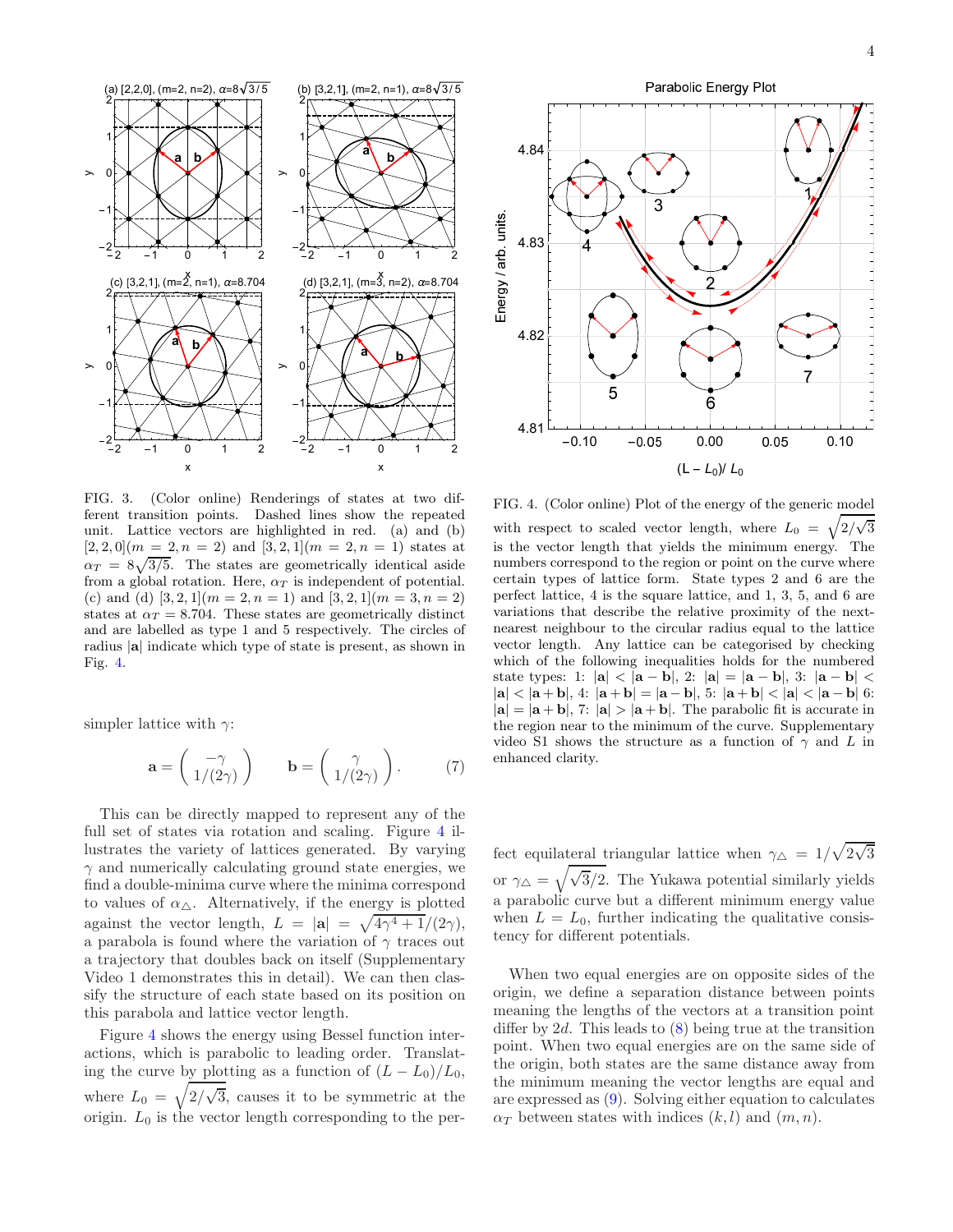FIG. 3. (Color online) Renderings of states at two different transition points. Dashed lines show the repeated unit. Lattice vectors are highlighted in red. (a) and (b) $[2,2,0](m=2,n=2)$ and $[3,2,1](m=2,n=1)$ states at $\alpha_T = 8\sqrt{3/5}$. The states are geometrically identical aside from a global rotation. Here, $\alpha_T$ is independent of potential. (c) and (d) $[3,2,1](m=2,n=1)$ and $[3,2,1](m=3,n=2)$ states at $\alpha_T = 8.704$. These states are geometrically distinct and are labelled as type 1 and 5 respectively. The circles of radius $|\mathbf{a}|$ indicate which type of state is present, as shown in Fig. 4.

FIG. 4. (Color online) Plot of the energy of the generic model with respect to scaled vector length, where $L_0 = \sqrt{2/\sqrt{3}}$ is the vector length that yields the minimum energy. The numbers correspond to the region or point on the curve where certain types of lattice form. State types 2 and 6 are the perfect lattice, 4 is the square lattice, and 1, 3, 5, and 6 are variations that describe the relative proximity of the next-nearest neighbour to the circular radius equal to the lattice vector length. Any lattice can be categorised by checking which of the following inequalities holds for the numbered state types: 1: $|\mathbf{a}| < |\mathbf{a}-\mathbf{b}|$, 2: $|\mathbf{a}| = |\mathbf{a}-\mathbf{b}|$, 3: $|\mathbf{a}-\mathbf{b}| < |\mathbf{a}| < |\mathbf{a}+\mathbf{b}|$, 4: $|\mathbf{a}+\mathbf{b}| = |\mathbf{a}-\mathbf{b}|$, 5: $|\mathbf{a}+\mathbf{b}| < |\mathbf{a}| < |\mathbf{a}-\mathbf{b}|$ 6: $|\mathbf{a}| = |\mathbf{a}+\mathbf{b}|$, 7: $|\mathbf{a}| > |\mathbf{a}+\mathbf{b}|$. The parabolic fit is accurate in the region near to the minimum of the curve. Supplementary video S1 shows the structure as a function of $\gamma$ and $L$ in enhanced clarity.

simpler lattice with $\gamma$:

$$\mathbf{a} = \begin{pmatrix} -\gamma \\ 1/(2\gamma) \end{pmatrix} \qquad \mathbf{b} = \begin{pmatrix} \gamma \\ 1/(2\gamma) \end{pmatrix}. \tag{7}$$

This can be directly mapped to represent any of the full set of states via rotation and scaling. Figure 4 illustrates the variety of lattices generated. By varying $\gamma$ and numerically calculating ground state energies, we find a double-minima curve where the minima correspond to values of $\alpha_\triangle$. Alternatively, if the energy is plotted against the vector length, $L = |\mathbf{a}| = \sqrt{4\gamma^4+1}/(2\gamma)$, a parabola is found where the variation of $\gamma$ traces out a trajectory that doubles back on itself (Supplementary Video 1 demonstrates this in detail). We can then classify the structure of each state based on its position on this parabola and lattice vector length.

Figure 4 shows the energy using Bessel function interactions, which is parabolic to leading order. Translating the curve by plotting as a function of $(L-L_0)/L_0$, where $L_0 = \sqrt{2/\sqrt{3}}$, causes it to be symmetric at the origin. $L_0$ is the vector length corresponding to the perfect equilateral triangular lattice when $\gamma_\triangle = 1/\sqrt{2\sqrt{3}}$ or $\gamma_\triangle = \sqrt{\sqrt{3}/2}$. The Yukawa potential similarly yields a parabolic curve but a different minimum energy value when $L = L_0$, further indicating the qualitative consistency for different potentials.

When two equal energies are on opposite sides of the origin, we define a separation distance between points meaning the lengths of the vectors at a transition point differ by $2d$. This leads to (8) being true at the transition point. When two equal energies are on the same side of the origin, both states are the same distance away from the minimum meaning the vector lengths are equal and are expressed as (9). Solving either equation to calculates $\alpha_T$ between states with indices $(k,l)$ and $(m,n)$.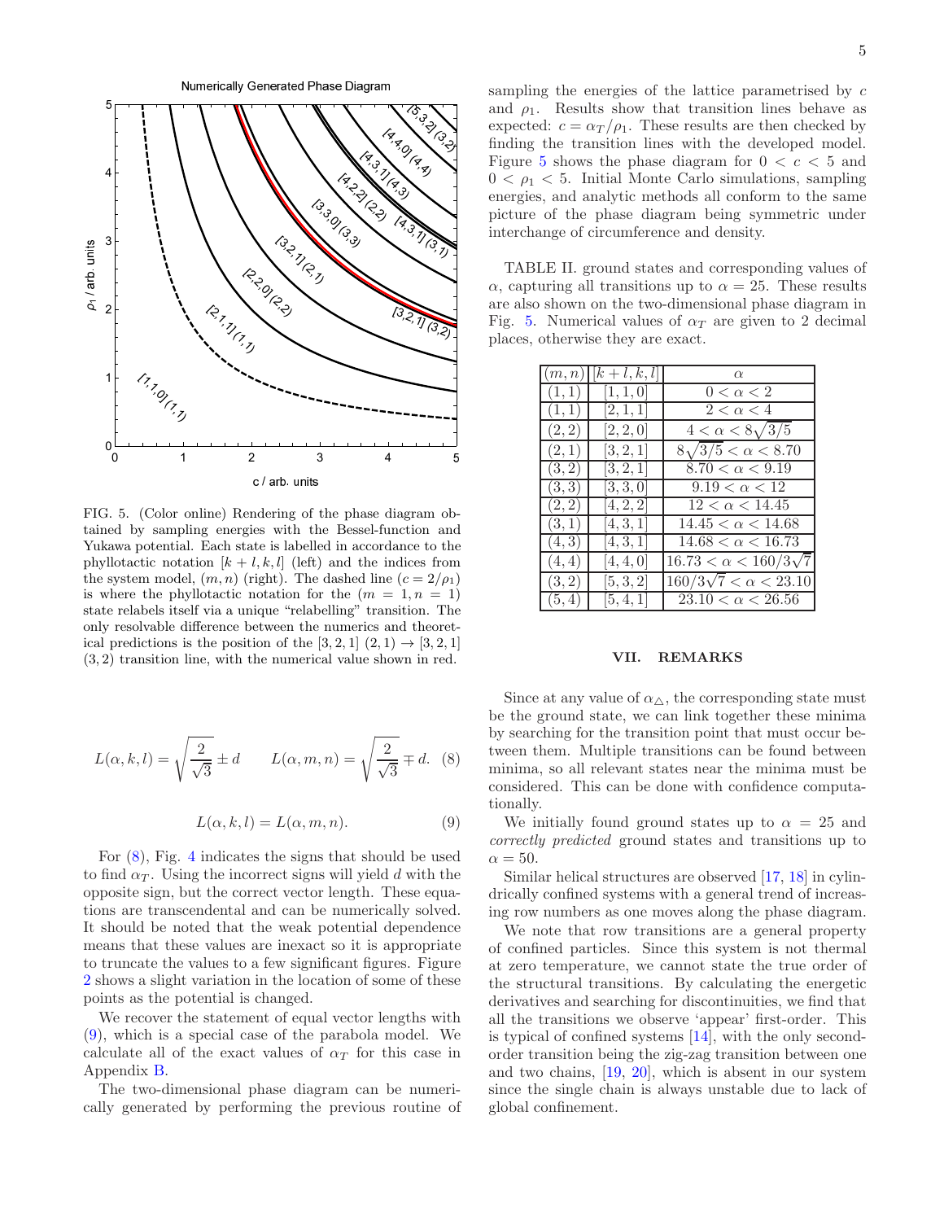FIG. 5. (Color online) Rendering of the phase diagram obtained by sampling energies with the Bessel-function and Yukawa potential. Each state is labelled in accordance to the phyllotactic notation $[k+l, k, l]$ (left) and the indices from the system model, $(m, n)$ (right). The dashed line ($c = 2/\rho_1$) is where the phyllotactic notation for the ($m = 1, n = 1$) state relabels itself via a unique "relabelling" transition. The only resolvable difference between the numerics and theoretical predictions is the position of the $[3, 2, 1]$ $(2, 1) \rightarrow [3, 2, 1]$ $(3, 2)$ transition line, with the numerical value shown in red.

$$L(\alpha, k, l) = \sqrt{\frac{2}{\sqrt{3}}} \pm d \qquad L(\alpha, m, n) = \sqrt{\frac{2}{\sqrt{3}}} \mp d. \quad (8)$$

$$L(\alpha, k, l) = L(\alpha, m, n). \quad (9)$$

For (8), Fig. 4 indicates the signs that should be used to find $\alpha_T$. Using the incorrect signs will yield $d$ with the opposite sign, but the correct vector length. These equations are transcendental and can be numerically solved. It should be noted that the weak potential dependence means that these values are inexact so it is appropriate to truncate the values to a few significant figures. Figure 2 shows a slight variation in the location of some of these points as the potential is changed.

We recover the statement of equal vector lengths with (9), which is a special case of the parabola model. We calculate all of the exact values of $\alpha_T$ for this case in Appendix B.

The two-dimensional phase diagram can be numerically generated by performing the previous routine of sampling the energies of the lattice parametrised by $c$ and $\rho_1$. Results show that transition lines behave as expected: $c = \alpha_T/\rho_1$. These results are then checked by finding the transition lines with the developed model. Figure 5 shows the phase diagram for $0 < c < 5$ and $0 < \rho_1 < 5$. Initial Monte Carlo simulations, sampling energies, and analytic methods all conform to the same picture of the phase diagram being symmetric under interchange of circumference and density.

TABLE II. ground states and corresponding values of $\alpha$, capturing all transitions up to $\alpha = 25$. These results are also shown on the two-dimensional phase diagram in Fig. 5. Numerical values of $\alpha_T$ are given to 2 decimal places, otherwise they are exact.

| $(m, n)$ | $[k+l, k, l]$ | $\alpha$ |
|---|---|---|
| $(1, 1)$ | $[1, 1, 0]$ | $0 < \alpha < 2$ |
| $(1, 1)$ | $[2, 1, 1]$ | $2 < \alpha < 4$ |
| $(2, 2)$ | $[2, 2, 0]$ | $4 < \alpha < 8\sqrt{3/5}$ |
| $(2, 1)$ | $[3, 2, 1]$ | $8\sqrt{3/5} < \alpha < 8.70$ |
| $(3, 2)$ | $[3, 2, 1]$ | $8.70 < \alpha < 9.19$ |
| $(3, 3)$ | $[3, 3, 0]$ | $9.19 < \alpha < 12$ |
| $(2, 2)$ | $[4, 2, 2]$ | $12 < \alpha < 14.45$ |
| $(3, 1)$ | $[4, 3, 1]$ | $14.45 < \alpha < 14.68$ |
| $(4, 3)$ | $[4, 3, 1]$ | $14.68 < \alpha < 16.73$ |
| $(4, 4)$ | $[4, 4, 0]$ | $16.73 < \alpha < 160/3\sqrt{7}$ |
| $(3, 2)$ | $[5, 3, 2]$ | $160/3\sqrt{7} < \alpha < 23.10$ |
| $(5, 4)$ | $[5, 4, 1]$ | $23.10 < \alpha < 26.56$ |

## VII. REMARKS

Since at any value of $\alpha_\triangle$, the corresponding state must be the ground state, we can link together these minima by searching for the transition point that must occur between them. Multiple transitions can be found between minima, so all relevant states near the minima must be considered. This can be done with confidence computationally.

We initially found ground states up to $\alpha = 25$ and *correctly predicted* ground states and transitions up to $\alpha = 50$.

Similar helical structures are observed [17, 18] in cylindrically confined systems with a general trend of increasing row numbers as one moves along the phase diagram.

We note that row transitions are a general property of confined particles. Since this system is not thermal at zero temperature, we cannot state the true order of the structural transitions. By calculating the energetic derivatives and searching for discontinuities, we find that all the transitions we observe 'appear' first-order. This is typical of confined systems [14], with the only second-order transition being the zig-zag transition between one and two chains, [19, 20], which is absent in our system since the single chain is always unstable due to lack of global confinement.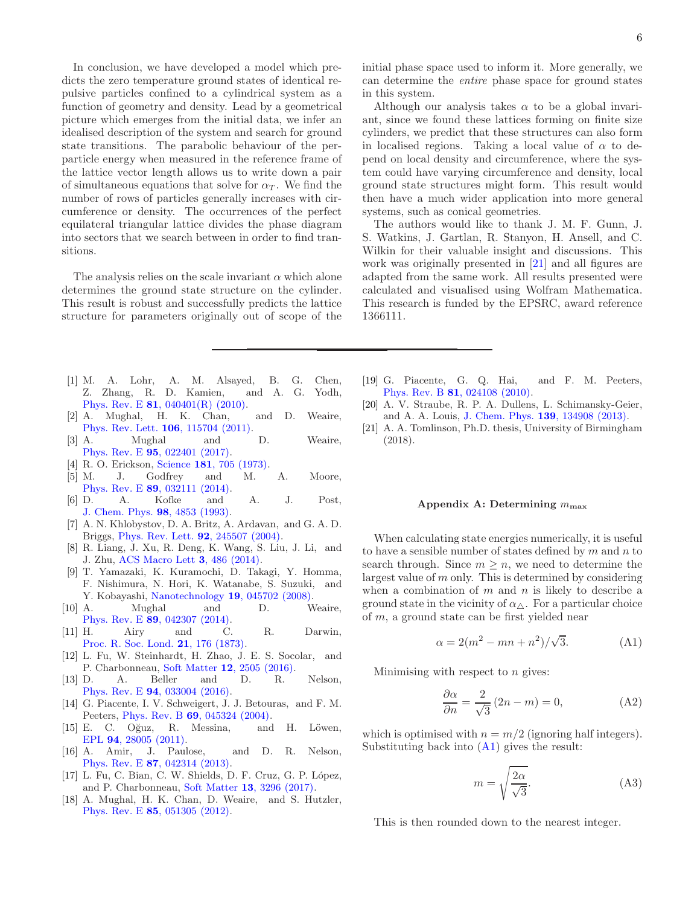In conclusion, we have developed a model which predicts the zero temperature ground states of identical repulsive particles confined to a cylindrical system as a function of geometry and density. Lead by a geometrical picture which emerges from the initial data, we infer an idealised description of the system and search for ground state transitions. The parabolic behaviour of the per-particle energy when measured in the reference frame of the lattice vector length allows us to write down a pair of simultaneous equations that solve for $\alpha_T$. We find the number of rows of particles generally increases with circumference or density. The occurrences of the perfect equilateral triangular lattice divides the phase diagram into sectors that we search between in order to find transitions.

The analysis relies on the scale invariant $\alpha$ which alone determines the ground state structure on the cylinder. This result is robust and successfully predicts the lattice structure for parameters originally out of scope of the initial phase space used to inform it. More generally, we can determine the *entire* phase space for ground states in this system.

Although our analysis takes $\alpha$ to be a global invariant, since we found these lattices forming on finite size cylinders, we predict that these structures can also form in localised regions. Taking a local value of $\alpha$ to depend on local density and circumference, where the system could have varying circumference and density, local ground state structures might form. This result would then have a much wider application into more general systems, such as conical geometries.

The authors would like to thank J. M. F. Gunn, J. S. Watkins, J. Gartlan, R. Stanyon, H. Ansell, and C. Wilkin for their valuable insight and discussions. This work was originally presented in [21] and all figures are adapted from the same work. All results presented were calculated and visualised using Wolfram Mathematica. This research is funded by the EPSRC, award reference 1366111.

---

[1] M. A. Lohr, A. M. Alsayed, B. G. Chen, Z. Zhang, R. D. Kamien, and A. G. Yodh, Phys. Rev. E **81**, 040401(R) (2010).

[2] A. Mughal, H. K. Chan, and D. Weaire, Phys. Rev. Lett. **106**, 115704 (2011).

[3] A. Mughal and D. Weaire, Phys. Rev. E **95**, 022401 (2017).

[4] R. O. Erickson, Science **181**, 705 (1973).

[5] M. J. Godfrey and M. A. Moore, Phys. Rev. E **89**, 032111 (2014).

[6] D. A. Kofke and A. J. Post, J. Chem. Phys. **98**, 4853 (1993).

[7] A. N. Khlobystov, D. A. Britz, A. Ardavan, and G. A. D. Briggs, Phys. Rev. Lett. **92**, 245507 (2004).

[8] R. Liang, J. Xu, R. Deng, K. Wang, S. Liu, J. Li, and J. Zhu, ACS Macro Lett **3**, 486 (2014).

[9] T. Yamazaki, K. Kuramochi, D. Takagi, Y. Homma, F. Nishimura, N. Hori, K. Watanabe, S. Suzuki, and Y. Kobayashi, Nanotechnology **19**, 045702 (2008).

[10] A. Mughal and D. Weaire, Phys. Rev. E **89**, 042307 (2014).

[11] H. Airy and C. R. Darwin, Proc. R. Soc. Lond. **21**, 176 (1873).

[12] L. Fu, W. Steinhardt, H. Zhao, J. E. S. Socolar, and P. Charbonneau, Soft Matter **12**, 2505 (2016).

[13] D. A. Beller and D. R. Nelson, Phys. Rev. E **94**, 033004 (2016).

[14] G. Piacente, I. V. Schweigert, J. J. Betouras, and F. M. Peeters, Phys. Rev. B **69**, 045324 (2004).

[15] E. C. Oğuz, R. Messina, and H. Löwen, EPL **94**, 28005 (2011).

[16] A. Amir, J. Paulose, and D. R. Nelson, Phys. Rev. E **87**, 042314 (2013).

[17] L. Fu, C. Bian, C. W. Shields, D. F. Cruz, G. P. López, and P. Charbonneau, Soft Matter **13**, 3296 (2017).

[18] A. Mughal, H. K. Chan, D. Weaire, and S. Hutzler, Phys. Rev. E **85**, 051305 (2012).

[19] G. Piacente, G. Q. Hai, and F. M. Peeters, Phys. Rev. B **81**, 024108 (2010).

[20] A. V. Straube, R. P. A. Dullens, L. Schimansky-Geier, and A. A. Louis, J. Chem. Phys. **139**, 134908 (2013).

[21] A. A. Tomlinson, Ph.D. thesis, University of Birmingham (2018).

## Appendix A: Determining $m_{\max}$

When calculating state energies numerically, it is useful to have a sensible number of states defined by $m$ and $n$ to search through. Since $m \geq n$, we need to determine the largest value of $m$ only. This is determined by considering when a combination of $m$ and $n$ is likely to describe a ground state in the vicinity of $\alpha_\triangle$. For a particular choice of $m$, a ground state can be first yielded near

$$\alpha = 2(m^2 - mn + n^2)/\sqrt{3}. \tag{A1}$$

Minimising with respect to $n$ gives:

$$\frac{\partial \alpha}{\partial n} = \frac{2}{\sqrt{3}}(2n - m) = 0, \tag{A2}$$

which is optimised with $n = m/2$ (ignoring half integers). Substituting back into (A1) gives the result:

$$m = \sqrt{\frac{2\alpha}{\sqrt{3}}}. \tag{A3}$$

This is then rounded down to the nearest integer.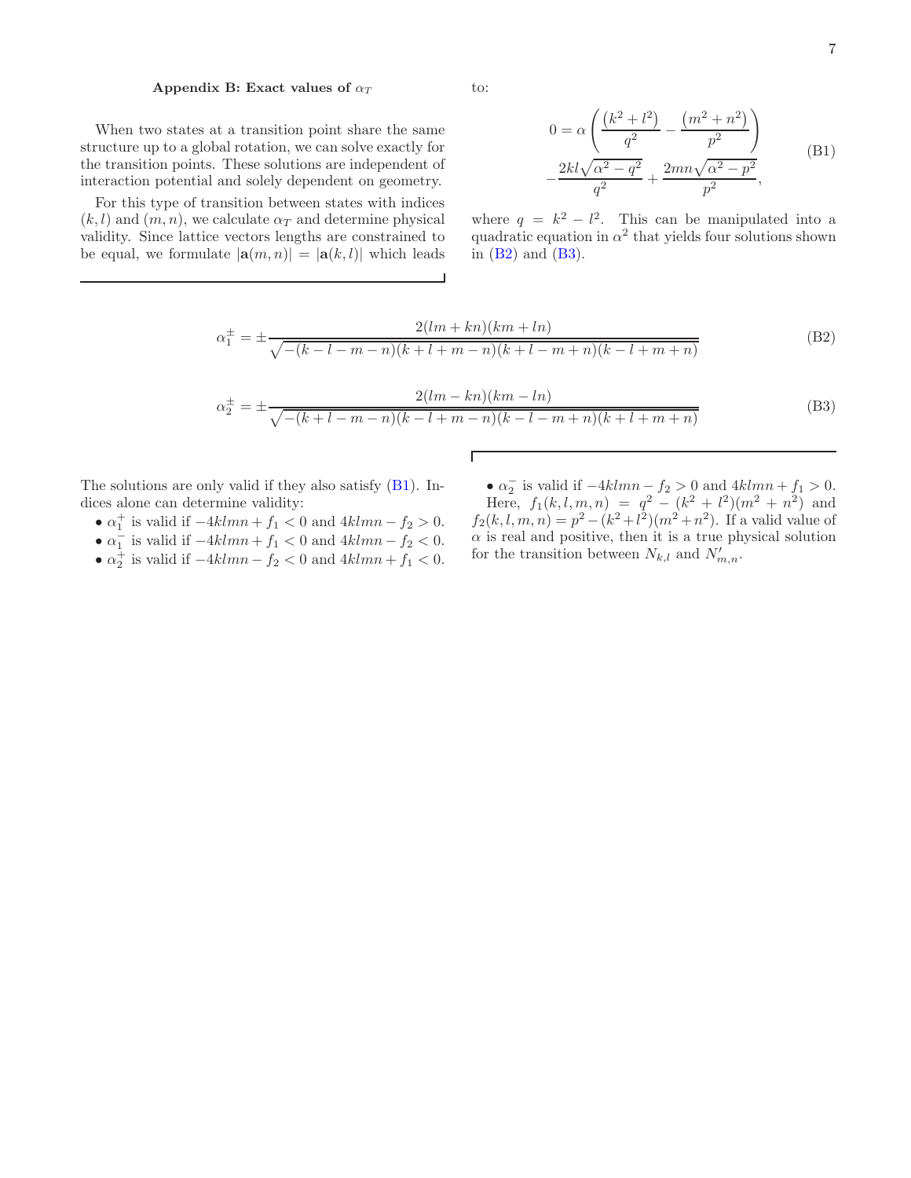## Appendix B: Exact values of $\alpha_T$

When two states at a transition point share the same structure up to a global rotation, we can solve exactly for the transition points. These solutions are independent of interaction potential and solely dependent on geometry.

For this type of transition between states with indices $(k, l)$ and $(m, n)$, we calculate $\alpha_T$ and determine physical validity. Since lattice vectors lengths are constrained to be equal, we formulate $|\mathbf{a}(m, n)| = |\mathbf{a}(k, l)|$ which leads to:

$$
\begin{aligned}
0 = \alpha \left( \frac{(k^2 + l^2)}{q^2} - \frac{(m^2 + n^2)}{p^2} \right) \\
- \frac{2kl\sqrt{\alpha^2 - q^2}}{q^2} + \frac{2mn\sqrt{\alpha^2 - p^2}}{p^2},
\end{aligned}
\tag{B1}
$$

where $q = k^2 - l^2$. This can be manipulated into a quadratic equation in $\alpha^2$ that yields four solutions shown in (B2) and (B3).

$$
\alpha_1^{\pm} = \pm \frac{2(lm + kn)(km + ln)}{\sqrt{-(k - l - m - n)(k + l + m - n)(k + l - m + n)(k - l + m + n)}} \tag{B2}
$$

$$
\alpha_2^{\pm} = \pm \frac{2(lm - kn)(km - ln)}{\sqrt{-(k + l - m - n)(k - l + m - n)(k - l - m + n)(k + l + m + n)}} \tag{B3}
$$

The solutions are only valid if they also satisfy (B1). Indices alone can determine validity:

- $\alpha_1^+$ is valid if $-4klmn + f_1 < 0$ and $4klmn - f_2 > 0$.
- $\alpha_1^-$ is valid if $-4klmn + f_1 < 0$ and $4klmn - f_2 < 0$.
- $\alpha_2^+$ is valid if $-4klmn - f_2 < 0$ and $4klmn + f_1 < 0$.
- $\alpha_2^-$ is valid if $-4klmn - f_2 > 0$ and $4klmn + f_1 > 0$.

Here, $f_1(k, l, m, n) = q^2 - (k^2 + l^2)(m^2 + n^2)$ and $f_2(k, l, m, n) = p^2 - (k^2 + l^2)(m^2 + n^2)$. If a valid value of $\alpha$ is real and positive, then it is a true physical solution for the transition between $N_{k,l}$ and $N'_{m,n}$.